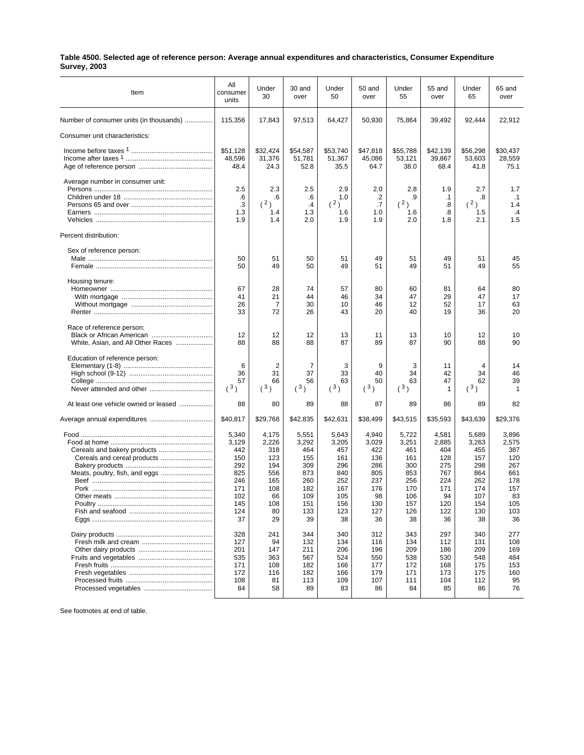**Table 4500. Selected age of reference person: Average annual expenditures and characteristics, Consumer Expenditure Survey, 2003**

| Item | All consumer units | Under 30 | 30 and over | Under 50 | 50 and over | Under 55 | 55 and over | Under 65 | 65 and over |
|---|---|---|---|---|---|---|---|---|---|
| Number of consumer units (in thousands) | 115,356 | 17,843 | 97,513 | 64,427 | 50,930 | 75,864 | 39,492 | 92,444 | 22,912 |
| Consumer unit characteristics: | | | | | | | | | |
| Income before taxes [1] | $51,128 | $32,424 | $54,587 | $53,740 | $47,818 | $55,788 | $42,139 | $56,298 | $30,437 |
| Income after taxes [1] | 48,596 | 31,376 | 51,781 | 51,367 | 45,086 | 53,121 | 39,867 | 53,603 | 28,559 |
| Age of reference person | 48.4 | 24.3 | 52.8 | 35.5 | 64.7 | 38.0 | 68.4 | 41.8 | 75.1 |
| Average number in consumer unit: | | | | | | | | | |
| Persons | 2.5 | 2.3 | 2.5 | 2.9 | 2.0 | 2.8 | 1.9 | 2.7 | 1.7 |
| Children under 18 | .6 | .6 | .6 | 1.0 | .2 | .9 | .1 | .8 | .1 |
| Persons 65 and over | .3 | ([2]) | .4 | ([2]) | .7 | ([2]) | .8 | ([2]) | 1.4 |
| Earners | 1.3 | 1.4 | 1.3 | 1.6 | 1.0 | 1.6 | .8 | 1.5 | .4 |
| Vehicles | 1.9 | 1.4 | 2.0 | 1.9 | 1.9 | 2.0 | 1.8 | 2.1 | 1.5 |
| Percent distribution: | | | | | | | | | |
| Sex of reference person: | | | | | | | | | |
| Male | 50 | 51 | 50 | 51 | 49 | 51 | 49 | 51 | 45 |
| Female | 50 | 49 | 50 | 49 | 51 | 49 | 51 | 49 | 55 |
| Housing tenure: | | | | | | | | | |
| Homeowner | 67 | 28 | 74 | 57 | 80 | 60 | 81 | 64 | 80 |
| With mortgage | 41 | 21 | 44 | 46 | 34 | 47 | 29 | 47 | 17 |
| Without mortgage | 26 | 7 | 30 | 10 | 46 | 12 | 52 | 17 | 63 |
| Renter | 33 | 72 | 26 | 43 | 20 | 40 | 19 | 36 | 20 |
| Race of reference person: | | | | | | | | | |
| Black or African American | 12 | 12 | 12 | 13 | 11 | 13 | 10 | 12 | 10 |
| White, Asian, and All Other Races | 88 | 88 | 88 | 87 | 89 | 87 | 90 | 88 | 90 |
| Education of reference person: | | | | | | | | | |
| Elementary (1-8) | 6 | 2 | 7 | 3 | 9 | 3 | 11 | 4 | 14 |
| High school (9-12) | 36 | 31 | 37 | 33 | 40 | 34 | 42 | 34 | 46 |
| College | 57 | 66 | 56 | 63 | 50 | 63 | 47 | 62 | 39 |
| Never attended and other | ([3]) | ([3]) | ([3]) | ([3]) | ([3]) | ([3]) | 1 | ([3]) | 1 |
| At least one vehicle owned or leased | 88 | 80 | 89 | 88 | 87 | 89 | 86 | 89 | 82 |
| Average annual expenditures | $40,817 | $29,768 | $42,835 | $42,631 | $38,499 | $43,515 | $35,593 | $43,639 | $29,376 |
| Food | 5,340 | 4,175 | 5,551 | 5,643 | 4,940 | 5,722 | 4,581 | 5,689 | 3,896 |
| Food at home | 3,129 | 2,226 | 3,292 | 3,205 | 3,029 | 3,251 | 2,885 | 3,263 | 2,575 |
| Cereals and bakery products | 442 | 318 | 464 | 457 | 422 | 461 | 404 | 455 | 387 |
| Cereals and cereal products | 150 | 123 | 155 | 161 | 136 | 161 | 128 | 157 | 120 |
| Bakery products | 292 | 194 | 309 | 296 | 286 | 300 | 275 | 298 | 267 |
| Meats, poultry, fish, and eggs | 825 | 556 | 873 | 840 | 805 | 853 | 767 | 864 | 661 |
| Beef | 246 | 165 | 260 | 252 | 237 | 256 | 224 | 262 | 178 |
| Pork | 171 | 108 | 182 | 167 | 176 | 170 | 171 | 174 | 157 |
| Other meats | 102 | 66 | 109 | 105 | 98 | 106 | 94 | 107 | 83 |
| Poultry | 145 | 108 | 151 | 156 | 130 | 157 | 120 | 154 | 105 |
| Fish and seafood | 124 | 80 | 133 | 123 | 127 | 126 | 122 | 130 | 103 |
| Eggs | 37 | 29 | 39 | 38 | 36 | 38 | 36 | 38 | 36 |
| Dairy products | 328 | 241 | 344 | 340 | 312 | 343 | 297 | 340 | 277 |
| Fresh milk and cream | 127 | 94 | 132 | 134 | 116 | 134 | 112 | 131 | 108 |
| Other dairy products | 201 | 147 | 211 | 206 | 196 | 209 | 186 | 209 | 169 |
| Fruits and vegetables | 535 | 363 | 567 | 524 | 550 | 538 | 530 | 548 | 484 |
| Fresh fruits | 171 | 108 | 182 | 166 | 177 | 172 | 168 | 175 | 153 |
| Fresh vegetables | 172 | 116 | 182 | 166 | 179 | 171 | 173 | 175 | 160 |
| Processed fruits | 108 | 81 | 113 | 109 | 107 | 111 | 104 | 112 | 95 |
| Processed vegetables | 84 | 58 | 89 | 83 | 86 | 84 | 85 | 86 | 76 |

See footnotes at end of table.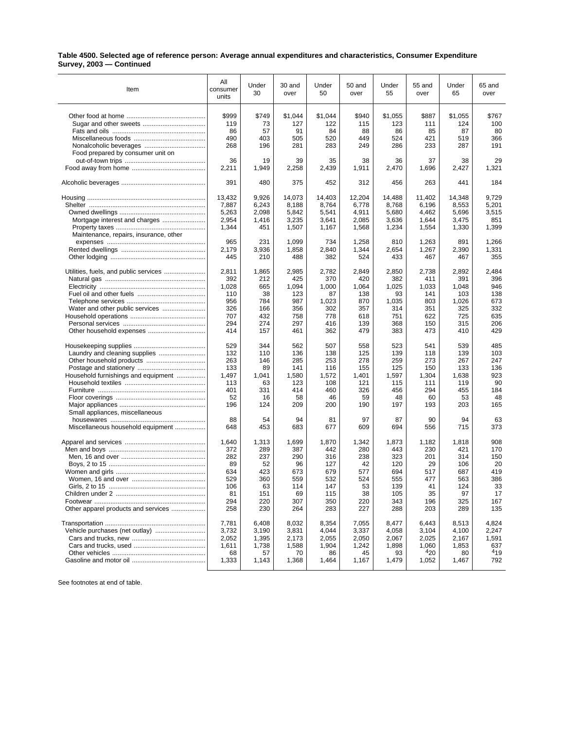**Table 4500. Selected age of reference person: Average annual expenditures and characteristics, Consumer Expenditure Survey, 2003 — Continued**

| Item | All consumer units | Under 30 | 30 and over | Under 50 | 50 and over | Under 55 | 55 and over | Under 65 | 65 and over |
|---|---|---|---|---|---|---|---|---|---|
| Other food at home | $999 | $749 | $1,044 | $1,044 | $940 | $1,055 | $887 | $1,055 | $767 |
| Sugar and other sweets | 119 | 73 | 127 | 122 | 115 | 123 | 111 | 124 | 100 |
| Fats and oils | 86 | 57 | 91 | 84 | 88 | 86 | 85 | 87 | 80 |
| Miscellaneous foods | 490 | 403 | 505 | 520 | 449 | 524 | 421 | 519 | 366 |
| Nonalcoholic beverages | 268 | 196 | 281 | 283 | 249 | 286 | 233 | 287 | 191 |
| Food prepared by consumer unit on out-of-town trips | 36 | 19 | 39 | 35 | 38 | 36 | 37 | 38 | 29 |
| Food away from home | 2,211 | 1,949 | 2,258 | 2,439 | 1,911 | 2,470 | 1,696 | 2,427 | 1,321 |
| Alcoholic beverages | 391 | 480 | 375 | 452 | 312 | 456 | 263 | 441 | 184 |
| Housing | 13,432 | 9,926 | 14,073 | 14,403 | 12,204 | 14,488 | 11,402 | 14,348 | 9,729 |
| Shelter | 7,887 | 6,243 | 8,188 | 8,764 | 6,778 | 8,768 | 6,196 | 8,553 | 5,201 |
| Owned dwellings | 5,263 | 2,098 | 5,842 | 5,541 | 4,911 | 5,680 | 4,462 | 5,696 | 3,515 |
| Mortgage interest and charges | 2,954 | 1,416 | 3,235 | 3,641 | 2,085 | 3,636 | 1,644 | 3,475 | 851 |
| Property taxes | 1,344 | 451 | 1,507 | 1,167 | 1,568 | 1,234 | 1,554 | 1,330 | 1,399 |
| Maintenance, repairs, insurance, other expenses | 965 | 231 | 1,099 | 734 | 1,258 | 810 | 1,263 | 891 | 1,266 |
| Rented dwellings | 2,179 | 3,936 | 1,858 | 2,840 | 1,344 | 2,654 | 1,267 | 2,390 | 1,331 |
| Other lodging | 445 | 210 | 488 | 382 | 524 | 433 | 467 | 467 | 355 |
| Utilities, fuels, and public services | 2,811 | 1,865 | 2,985 | 2,782 | 2,849 | 2,850 | 2,738 | 2,892 | 2,484 |
| Natural gas | 392 | 212 | 425 | 370 | 420 | 382 | 411 | 391 | 396 |
| Electricity | 1,028 | 665 | 1,094 | 1,000 | 1,064 | 1,025 | 1,033 | 1,048 | 946 |
| Fuel oil and other fuels | 110 | 38 | 123 | 87 | 138 | 93 | 141 | 103 | 138 |
| Telephone services | 956 | 784 | 987 | 1,023 | 870 | 1,035 | 803 | 1,026 | 673 |
| Water and other public services | 326 | 166 | 356 | 302 | 357 | 314 | 351 | 325 | 332 |
| Household operations | 707 | 432 | 758 | 778 | 618 | 751 | 622 | 725 | 635 |
| Personal services | 294 | 274 | 297 | 416 | 139 | 368 | 150 | 315 | 206 |
| Other household expenses | 414 | 157 | 461 | 362 | 479 | 383 | 473 | 410 | 429 |
| Housekeeping supplies | 529 | 344 | 562 | 507 | 558 | 523 | 541 | 539 | 485 |
| Laundry and cleaning supplies | 132 | 110 | 136 | 138 | 125 | 139 | 118 | 139 | 103 |
| Other household products | 263 | 146 | 285 | 253 | 278 | 259 | 273 | 267 | 247 |
| Postage and stationery | 133 | 89 | 141 | 116 | 155 | 125 | 150 | 133 | 136 |
| Household furnishings and equipment | 1,497 | 1,041 | 1,580 | 1,572 | 1,401 | 1,597 | 1,304 | 1,638 | 923 |
| Household textiles | 113 | 63 | 123 | 108 | 121 | 115 | 111 | 119 | 90 |
| Furniture | 401 | 331 | 414 | 460 | 326 | 456 | 294 | 455 | 184 |
| Floor coverings | 52 | 16 | 58 | 46 | 59 | 48 | 60 | 53 | 48 |
| Major appliances | 196 | 124 | 209 | 200 | 190 | 197 | 193 | 203 | 165 |
| Small appliances, miscellaneous housewares | 88 | 54 | 94 | 81 | 97 | 87 | 90 | 94 | 63 |
| Miscellaneous household equipment | 648 | 453 | 683 | 677 | 609 | 694 | 556 | 715 | 373 |
| Apparel and services | 1,640 | 1,313 | 1,699 | 1,870 | 1,342 | 1,873 | 1,182 | 1,818 | 908 |
| Men and boys | 372 | 289 | 387 | 442 | 280 | 443 | 230 | 421 | 170 |
| Men, 16 and over | 282 | 237 | 290 | 316 | 238 | 323 | 201 | 314 | 150 |
| Boys, 2 to 15 | 89 | 52 | 96 | 127 | 42 | 120 | 29 | 106 | 20 |
| Women and girls | 634 | 423 | 673 | 679 | 577 | 694 | 517 | 687 | 419 |
| Women, 16 and over | 529 | 360 | 559 | 532 | 524 | 555 | 477 | 563 | 386 |
| Girls, 2 to 15 | 106 | 63 | 114 | 147 | 53 | 139 | 41 | 124 | 33 |
| Children under 2 | 81 | 151 | 69 | 115 | 38 | 105 | 35 | 97 | 17 |
| Footwear | 294 | 220 | 307 | 350 | 220 | 343 | 196 | 325 | 167 |
| Other apparel products and services | 258 | 230 | 264 | 283 | 227 | 288 | 203 | 289 | 135 |
| Transportation | 7,781 | 6,408 | 8,032 | 8,354 | 7,055 | 8,477 | 6,443 | 8,513 | 4,824 |
| Vehicle purchases (net outlay) | 3,732 | 3,190 | 3,831 | 4,044 | 3,337 | 4,058 | 3,104 | 4,100 | 2,247 |
| Cars and trucks, new | 2,052 | 1,395 | 2,173 | 2,055 | 2,050 | 2,067 | 2,025 | 2,167 | 1,591 |
| Cars and trucks, used | 1,611 | 1,738 | 1,588 | 1,904 | 1,242 | 1,898 | 1,060 | 1,853 | 637 |
| Other vehicles | 68 | 57 | 70 | 86 | 45 | 93 | [4]20 | 80 | [4]19 |
| Gasoline and motor oil | 1,333 | 1,143 | 1,368 | 1,464 | 1,167 | 1,479 | 1,052 | 1,467 | 792 |

See footnotes at end of table.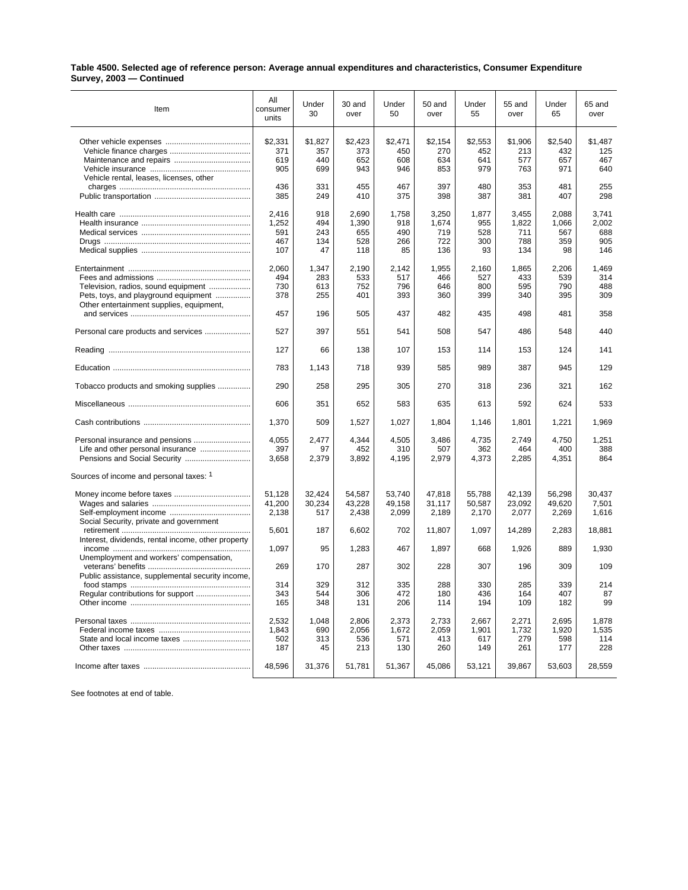**Table 4500. Selected age of reference person: Average annual expenditures and characteristics, Consumer Expenditure Survey, 2003 — Continued**

| Item | All consumer units | Under 30 | 30 and over | Under 50 | 50 and over | Under 55 | 55 and over | Under 65 | 65 and over |
|---|---|---|---|---|---|---|---|---|---|
| Other vehicle expenses | $2,331 | $1,827 | $2,423 | $2,471 | $2,154 | $2,553 | $1,906 | $2,540 | $1,487 |
| Vehicle finance charges | 371 | 357 | 373 | 450 | 270 | 452 | 213 | 432 | 125 |
| Maintenance and repairs | 619 | 440 | 652 | 608 | 634 | 641 | 577 | 657 | 467 |
| Vehicle insurance | 905 | 699 | 943 | 946 | 853 | 979 | 763 | 971 | 640 |
| Vehicle rental, leases, licenses, other charges | 436 | 331 | 455 | 467 | 397 | 480 | 353 | 481 | 255 |
| Public transportation | 385 | 249 | 410 | 375 | 398 | 387 | 381 | 407 | 298 |
| Health care | 2,416 | 918 | 2,690 | 1,758 | 3,250 | 1,877 | 3,455 | 2,088 | 3,741 |
| Health insurance | 1,252 | 494 | 1,390 | 918 | 1,674 | 955 | 1,822 | 1,066 | 2,002 |
| Medical services | 591 | 243 | 655 | 490 | 719 | 528 | 711 | 567 | 688 |
| Drugs | 467 | 134 | 528 | 266 | 722 | 300 | 788 | 359 | 905 |
| Medical supplies | 107 | 47 | 118 | 85 | 136 | 93 | 134 | 98 | 146 |
| Entertainment | 2,060 | 1,347 | 2,190 | 2,142 | 1,955 | 2,160 | 1,865 | 2,206 | 1,469 |
| Fees and admissions | 494 | 283 | 533 | 517 | 466 | 527 | 433 | 539 | 314 |
| Television, radios, sound equipment | 730 | 613 | 752 | 796 | 646 | 800 | 595 | 790 | 488 |
| Pets, toys, and playground equipment | 378 | 255 | 401 | 393 | 360 | 399 | 340 | 395 | 309 |
| Other entertainment supplies, equipment, and services | 457 | 196 | 505 | 437 | 482 | 435 | 498 | 481 | 358 |
| Personal care products and services | 527 | 397 | 551 | 541 | 508 | 547 | 486 | 548 | 440 |
| Reading | 127 | 66 | 138 | 107 | 153 | 114 | 153 | 124 | 141 |
| Education | 783 | 1,143 | 718 | 939 | 585 | 989 | 387 | 945 | 129 |
| Tobacco products and smoking supplies | 290 | 258 | 295 | 305 | 270 | 318 | 236 | 321 | 162 |
| Miscellaneous | 606 | 351 | 652 | 583 | 635 | 613 | 592 | 624 | 533 |
| Cash contributions | 1,370 | 509 | 1,527 | 1,027 | 1,804 | 1,146 | 1,801 | 1,221 | 1,969 |
| Personal insurance and pensions | 4,055 | 2,477 | 4,344 | 4,505 | 3,486 | 4,735 | 2,749 | 4,750 | 1,251 |
| Life and other personal insurance | 397 | 97 | 452 | 310 | 507 | 362 | 464 | 400 | 388 |
| Pensions and Social Security | 3,658 | 2,379 | 3,892 | 4,195 | 2,979 | 4,373 | 2,285 | 4,351 | 864 |
| Sources of income and personal taxes: [1] | | | | | | | | | |
| Money income before taxes | 51,128 | 32,424 | 54,587 | 53,740 | 47,818 | 55,788 | 42,139 | 56,298 | 30,437 |
| Wages and salaries | 41,200 | 30,234 | 43,228 | 49,158 | 31,117 | 50,587 | 23,092 | 49,620 | 7,501 |
| Self-employment income | 2,138 | 517 | 2,438 | 2,099 | 2,189 | 2,170 | 2,077 | 2,269 | 1,616 |
| Social Security, private and government retirement | 5,601 | 187 | 6,602 | 702 | 11,807 | 1,097 | 14,289 | 2,283 | 18,881 |
| Interest, dividends, rental income, other property income | 1,097 | 95 | 1,283 | 467 | 1,897 | 668 | 1,926 | 889 | 1,930 |
| Unemployment and workers' compensation, veterans' benefits | 269 | 170 | 287 | 302 | 228 | 307 | 196 | 309 | 109 |
| Public assistance, supplemental security income, food stamps | 314 | 329 | 312 | 335 | 288 | 330 | 285 | 339 | 214 |
| Regular contributions for support | 343 | 544 | 306 | 472 | 180 | 436 | 164 | 407 | 87 |
| Other income | 165 | 348 | 131 | 206 | 114 | 194 | 109 | 182 | 99 |
| Personal taxes | 2,532 | 1,048 | 2,806 | 2,373 | 2,733 | 2,667 | 2,271 | 2,695 | 1,878 |
| Federal income taxes | 1,843 | 690 | 2,056 | 1,672 | 2,059 | 1,901 | 1,732 | 1,920 | 1,535 |
| State and local income taxes | 502 | 313 | 536 | 571 | 413 | 617 | 279 | 598 | 114 |
| Other taxes | 187 | 45 | 213 | 130 | 260 | 149 | 261 | 177 | 228 |
| Income after taxes | 48,596 | 31,376 | 51,781 | 51,367 | 45,086 | 53,121 | 39,867 | 53,603 | 28,559 |

See footnotes at end of table.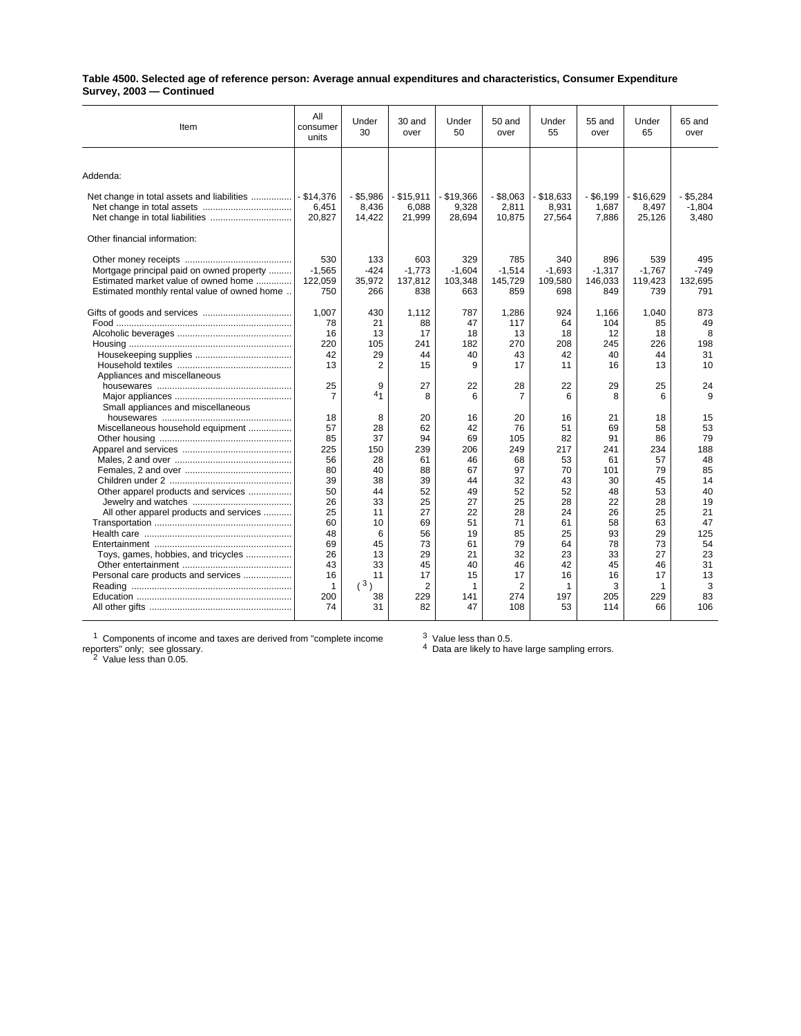**Table 4500. Selected age of reference person: Average annual expenditures and characteristics, Consumer Expenditure Survey, 2003 — Continued**

| Item | All consumer units | Under 30 | 30 and over | Under 50 | 50 and over | Under 55 | 55 and over | Under 65 | 65 and over |
|---|---|---|---|---|---|---|---|---|---|
| Addenda: | | | | | | | | | |
| Net change in total assets and liabilities | - $14,376 | - $5,986 | - $15,911 | - $19,366 | - $8,063 | - $18,633 | - $6,199 | - $16,629 | - $5,284 |
| Net change in total assets | 6,451 | 8,436 | 6,088 | 9,328 | 2,811 | 8,931 | 1,687 | 8,497 | -1,804 |
| Net change in total liabilities | 20,827 | 14,422 | 21,999 | 28,694 | 10,875 | 27,564 | 7,886 | 25,126 | 3,480 |
| Other financial information: | | | | | | | | | |
| Other money receipts | 530 | 133 | 603 | 329 | 785 | 340 | 896 | 539 | 495 |
| Mortgage principal paid on owned property | -1,565 | -424 | -1,773 | -1,604 | -1,514 | -1,693 | -1,317 | -1,767 | -749 |
| Estimated market value of owned home | 122,059 | 35,972 | 137,812 | 103,348 | 145,729 | 109,580 | 146,033 | 119,423 | 132,695 |
| Estimated monthly rental value of owned home | 750 | 266 | 838 | 663 | 859 | 698 | 849 | 739 | 791 |
| Gifts of goods and services | 1,007 | 430 | 1,112 | 787 | 1,286 | 924 | 1,166 | 1,040 | 873 |
| Food | 78 | 21 | 88 | 47 | 117 | 64 | 104 | 85 | 49 |
| Alcoholic beverages | 16 | 13 | 17 | 18 | 13 | 18 | 12 | 18 | 8 |
| Housing | 220 | 105 | 241 | 182 | 270 | 208 | 245 | 226 | 198 |
| Housekeeping supplies | 42 | 29 | 44 | 40 | 43 | 42 | 40 | 44 | 31 |
| Household textiles | 13 | 2 | 15 | 9 | 17 | 11 | 16 | 13 | 10 |
| Appliances and miscellaneous housewares | 25 | 9 | 27 | 22 | 28 | 22 | 29 | 25 | 24 |
| Major appliances | 7 | [4]1 | 8 | 6 | 7 | 6 | 8 | 6 | 9 |
| Small appliances and miscellaneous housewares | 18 | 8 | 20 | 16 | 20 | 16 | 21 | 18 | 15 |
| Miscellaneous household equipment | 57 | 28 | 62 | 42 | 76 | 51 | 69 | 58 | 53 |
| Other housing | 85 | 37 | 94 | 69 | 105 | 82 | 91 | 86 | 79 |
| Apparel and services | 225 | 150 | 239 | 206 | 249 | 217 | 241 | 234 | 188 |
| Males, 2 and over | 56 | 28 | 61 | 46 | 68 | 53 | 61 | 57 | 48 |
| Females, 2 and over | 80 | 40 | 88 | 67 | 97 | 70 | 101 | 79 | 85 |
| Children under 2 | 39 | 38 | 39 | 44 | 32 | 43 | 30 | 45 | 14 |
| Other apparel products and services | 50 | 44 | 52 | 49 | 52 | 52 | 48 | 53 | 40 |
| Jewelry and watches | 26 | 33 | 25 | 27 | 25 | 28 | 22 | 28 | 19 |
| All other apparel products and services | 25 | 11 | 27 | 22 | 28 | 24 | 26 | 25 | 21 |
| Transportation | 60 | 10 | 69 | 51 | 71 | 61 | 58 | 63 | 47 |
| Health care | 48 | 6 | 56 | 19 | 85 | 25 | 93 | 29 | 125 |
| Entertainment | 69 | 45 | 73 | 61 | 79 | 64 | 78 | 73 | 54 |
| Toys, games, hobbies, and tricycles | 26 | 13 | 29 | 21 | 32 | 23 | 33 | 27 | 23 |
| Other entertainment | 43 | 33 | 45 | 40 | 46 | 42 | 45 | 46 | 31 |
| Personal care products and services | 16 | 11 | 17 | 15 | 17 | 16 | 16 | 17 | 13 |
| Reading | 1 | ([3]) | 2 | 1 | 2 | 1 | 3 | 1 | 3 |
| Education | 200 | 38 | 229 | 141 | 274 | 197 | 205 | 229 | 83 |
| All other gifts | 74 | 31 | 82 | 47 | 108 | 53 | 114 | 66 | 106 |

[1] Components of income and taxes are derived from "complete income reporters" only; see glossary.
[2] Value less than 0.05.
[3] Value less than 0.5.
[4] Data are likely to have large sampling errors.